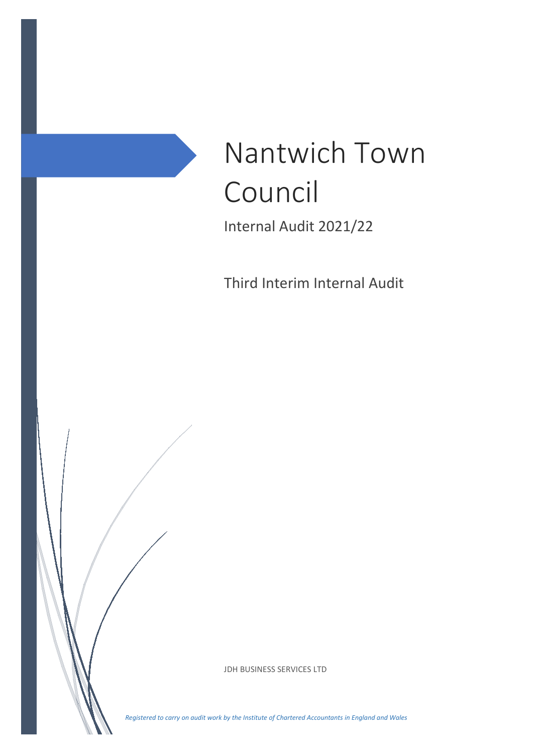# Nantwich Town Council

Internal Audit 2021/22

Third Interim Internal Audit

JDH BUSINESS SERVICES LTD

*Registered to carry on audit work by the Institute of Chartered Accountants in England and Wales*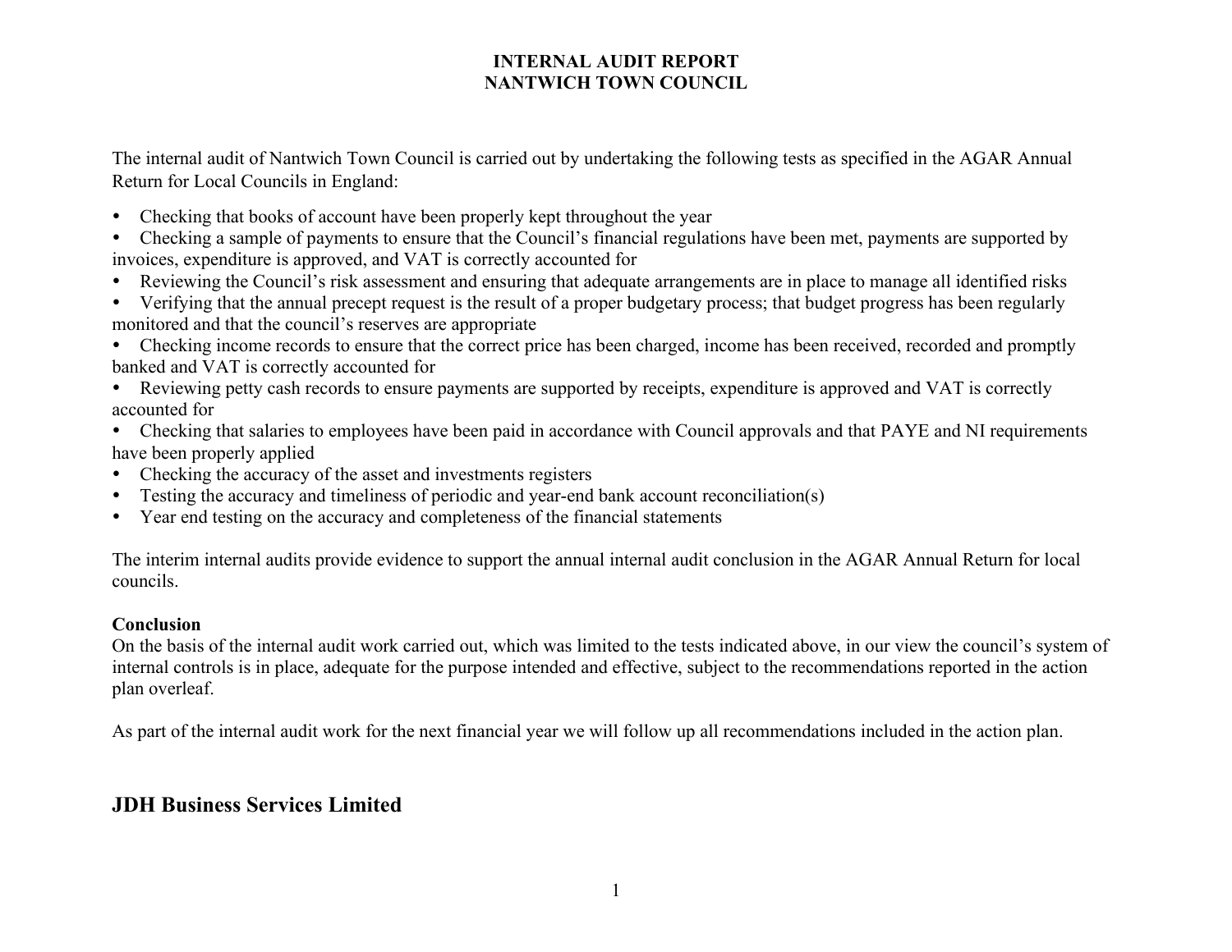# INTERNAL AUDIT REPORT
# NANTWICH TOWN COUNCIL

The internal audit of Nantwich Town Council is carried out by undertaking the following tests as specified in the AGAR Annual Return for Local Councils in England:

- Checking that books of account have been properly kept throughout the year
- Checking a sample of payments to ensure that the Council's financial regulations have been met, payments are supported by invoices, expenditure is approved, and VAT is correctly accounted for
- Reviewing the Council's risk assessment and ensuring that adequate arrangements are in place to manage all identified risks
- Verifying that the annual precept request is the result of a proper budgetary process; that budget progress has been regularly monitored and that the council's reserves are appropriate
- Checking income records to ensure that the correct price has been charged, income has been received, recorded and promptly banked and VAT is correctly accounted for
- Reviewing petty cash records to ensure payments are supported by receipts, expenditure is approved and VAT is correctly accounted for
- Checking that salaries to employees have been paid in accordance with Council approvals and that PAYE and NI requirements have been properly applied
- Checking the accuracy of the asset and investments registers
- Testing the accuracy and timeliness of periodic and year-end bank account reconciliation(s)
- Year end testing on the accuracy and completeness of the financial statements

The interim internal audits provide evidence to support the annual internal audit conclusion in the AGAR Annual Return for local councils.

**Conclusion**
On the basis of the internal audit work carried out, which was limited to the tests indicated above, in our view the council's system of internal controls is in place, adequate for the purpose intended and effective, subject to the recommendations reported in the action plan overleaf.

As part of the internal audit work for the next financial year we will follow up all recommendations included in the action plan.

**JDH Business Services Limited**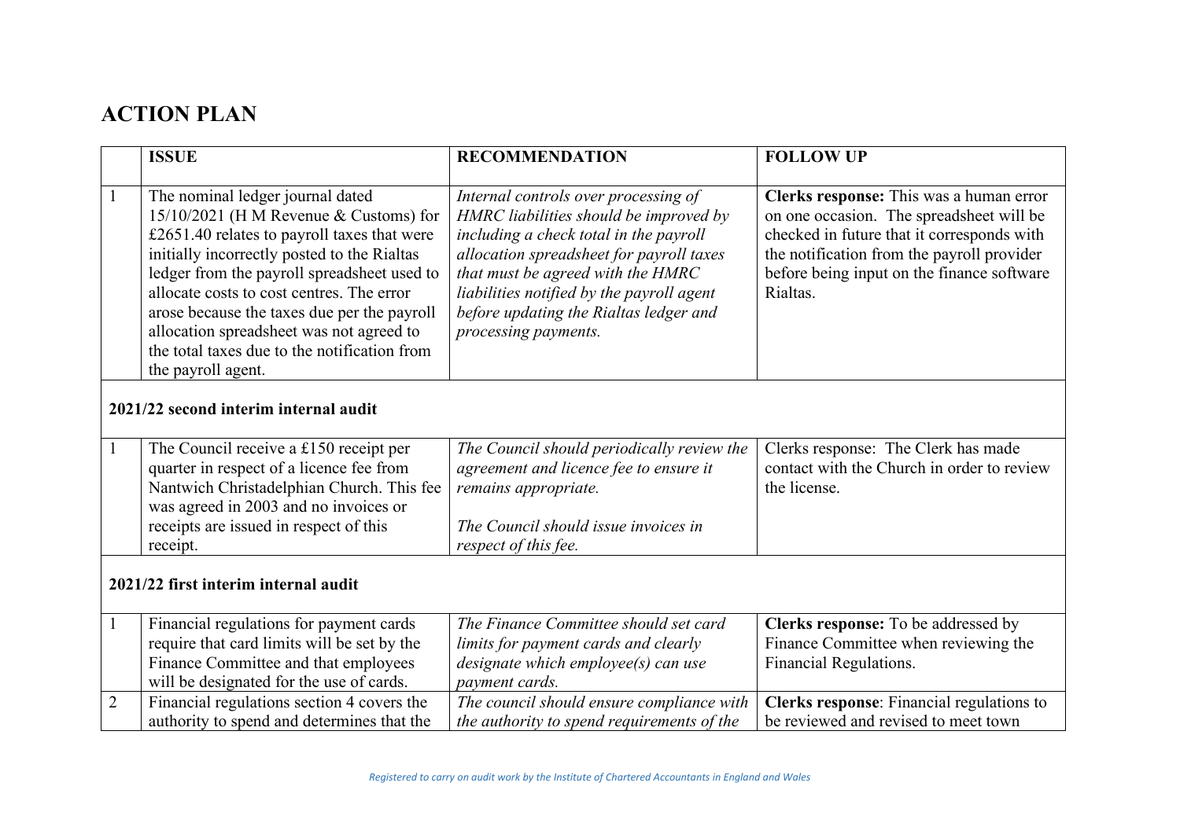# ACTION PLAN

| | ISSUE | RECOMMENDATION | FOLLOW UP |
|---|---|---|---|
| 1 | The nominal ledger journal dated 15/10/2021 (H M Revenue & Customs) for £2651.40 relates to payroll taxes that were initially incorrectly posted to the Rialtas ledger from the payroll spreadsheet used to allocate costs to cost centres. The error arose because the taxes due per the payroll allocation spreadsheet was not agreed to the total taxes due to the notification from the payroll agent. | *Internal controls over processing of HMRC liabilities should be improved by including a check total in the payroll allocation spreadsheet for payroll taxes that must be agreed with the HMRC liabilities notified by the payroll agent before updating the Rialtas ledger and processing payments.* | **Clerks response:** This was a human error on one occasion. The spreadsheet will be checked in future that it corresponds with the notification from the payroll provider before being input on the finance software Rialtas. |
| **2021/22 second interim internal audit** | | | |
| 1 | The Council receive a £150 receipt per quarter in respect of a licence fee from Nantwich Christadelphian Church. This fee was agreed in 2003 and no invoices or receipts are issued in respect of this receipt. | *The Council should periodically review the agreement and licence fee to ensure it remains appropriate.*<br><br>*The Council should issue invoices in respect of this fee.* | Clerks response: The Clerk has made contact with the Church in order to review the license. |
| **2021/22 first interim internal audit** | | | |
| 1 | Financial regulations for payment cards require that card limits will be set by the Finance Committee and that employees will be designated for the use of cards. | *The Finance Committee should set card limits for payment cards and clearly designate which employee(s) can use payment cards.* | **Clerks response:** To be addressed by Finance Committee when reviewing the Financial Regulations. |
| 2 | Financial regulations section 4 covers the authority to spend and determines that the | *The council should ensure compliance with the authority to spend requirements of the* | **Clerks response**: Financial regulations to be reviewed and revised to meet town |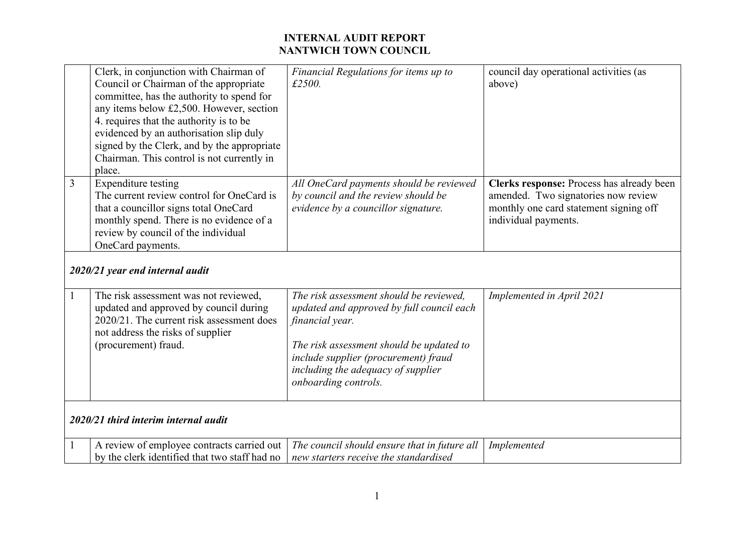# INTERNAL AUDIT REPORT
# NANTWICH TOWN COUNCIL

| | | | |
|---|---|---|---|
| | Clerk, in conjunction with Chairman of Council or Chairman of the appropriate committee, has the authority to spend for any items below £2,500. However, section 4. requires that the authority is to be evidenced by an authorisation slip duly signed by the Clerk, and by the appropriate Chairman. This control is not currently in place. | *Financial Regulations for items up to £2500.* | council day operational activities (as above) |
| 3 | Expenditure testing<br>The current review control for OneCard is that a councillor signs total OneCard monthly spend. There is no evidence of a review by council of the individual OneCard payments. | *All OneCard payments should be reviewed by council and the review should be evidence by a councillor signature.* | **Clerks response:** Process has already been amended. Two signatories now review monthly one card statement signing off individual payments. |
| ***2020/21 year end internal audit*** | | | |
| 1 | The risk assessment was not reviewed, updated and approved by council during 2020/21. The current risk assessment does not address the risks of supplier (procurement) fraud. | *The risk assessment should be reviewed, updated and approved by full council each financial year.*<br><br>*The risk assessment should be updated to include supplier (procurement) fraud including the adequacy of supplier onboarding controls.* | *Implemented in April 2021* |
| ***2020/21 third interim internal audit*** | | | |
| 1 | A review of employee contracts carried out by the clerk identified that two staff had no | *The council should ensure that in future all new starters receive the standardised* | *Implemented* |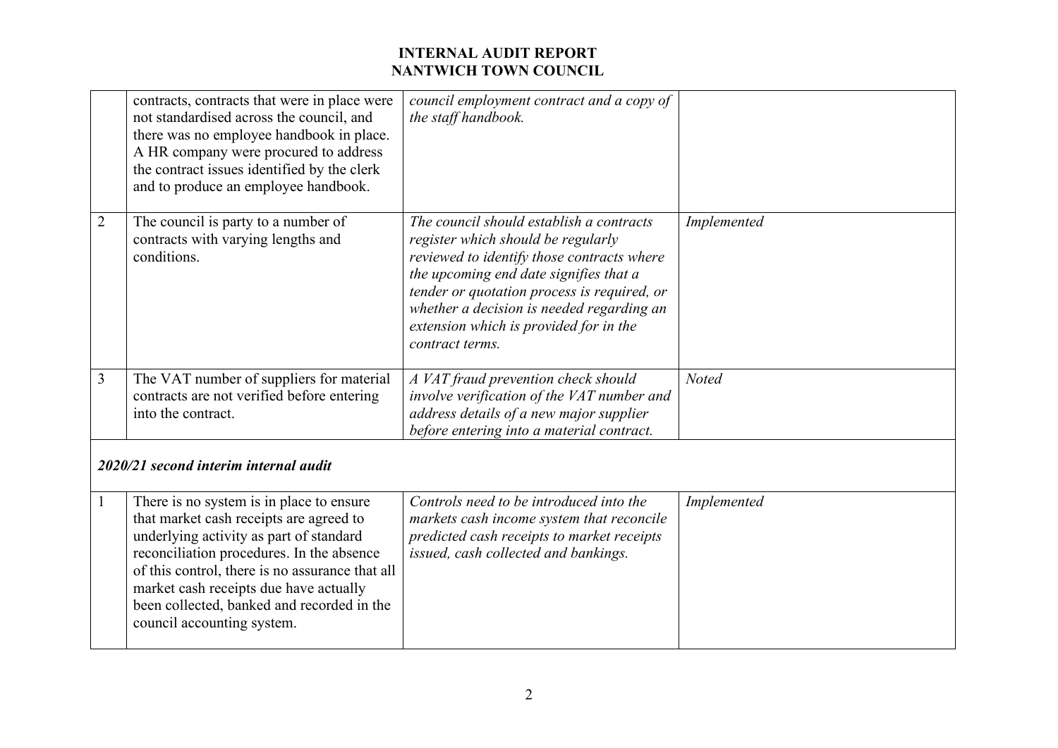| | | | |
|---|---|---|---|
| | contracts, contracts that were in place were not standardised across the council, and there was no employee handbook in place. A HR company were procured to address the contract issues identified by the clerk and to produce an employee handbook. | *council employment contract and a copy of the staff handbook.* | |
| 2 | The council is party to a number of contracts with varying lengths and conditions. | *The council should establish a contracts register which should be regularly reviewed to identify those contracts where the upcoming end date signifies that a tender or quotation process is required, or whether a decision is needed regarding an extension which is provided for in the contract terms.* | *Implemented* |
| 3 | The VAT number of suppliers for material contracts are not verified before entering into the contract. | *A VAT fraud prevention check should involve verification of the VAT number and address details of a new major supplier before entering into a material contract.* | *Noted* |
| ***2020/21 second interim internal audit*** | | | |
| 1 | There is no system is in place to ensure that market cash receipts are agreed to underlying activity as part of standard reconciliation procedures. In the absence of this control, there is no assurance that all market cash receipts due have actually been collected, banked and recorded in the council accounting system. | *Controls need to be introduced into the markets cash income system that reconcile predicted cash receipts to market receipts issued, cash collected and bankings.* | *Implemented* |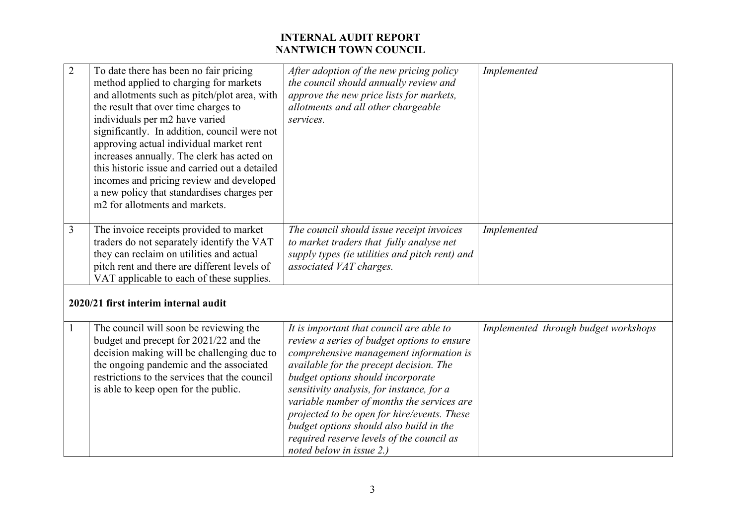| | | | |
|---|---|---|---|
| 2 | To date there has been no fair pricing method applied to charging for markets and allotments such as pitch/plot area, with the result that over time charges to individuals per m2 have varied significantly. In addition, council were not approving actual individual market rent increases annually. The clerk has acted on this historic issue and carried out a detailed incomes and pricing review and developed a new policy that standardises charges per m2 for allotments and markets. | *After adoption of the new pricing policy the council should annually review and approve the new price lists for markets, allotments and all other chargeable services.* | *Implemented* |
| 3 | The invoice receipts provided to market traders do not separately identify the VAT they can reclaim on utilities and actual pitch rent and there are different levels of VAT applicable to each of these supplies. | *The council should issue receipt invoices to market traders that fully analyse net supply types (ie utilities and pitch rent) and associated VAT charges.* | *Implemented* |
| **2020/21 first interim internal audit** | | | |
| 1 | The council will soon be reviewing the budget and precept for 2021/22 and the decision making will be challenging due to the ongoing pandemic and the associated restrictions to the services that the council is able to keep open for the public. | *It is important that council are able to review a series of budget options to ensure comprehensive management information is available for the precept decision. The budget options should incorporate sensitivity analysis, for instance, for a variable number of months the services are projected to be open for hire/events. These budget options should also build in the required reserve levels of the council as noted below in issue 2.)* | *Implemented through budget workshops* |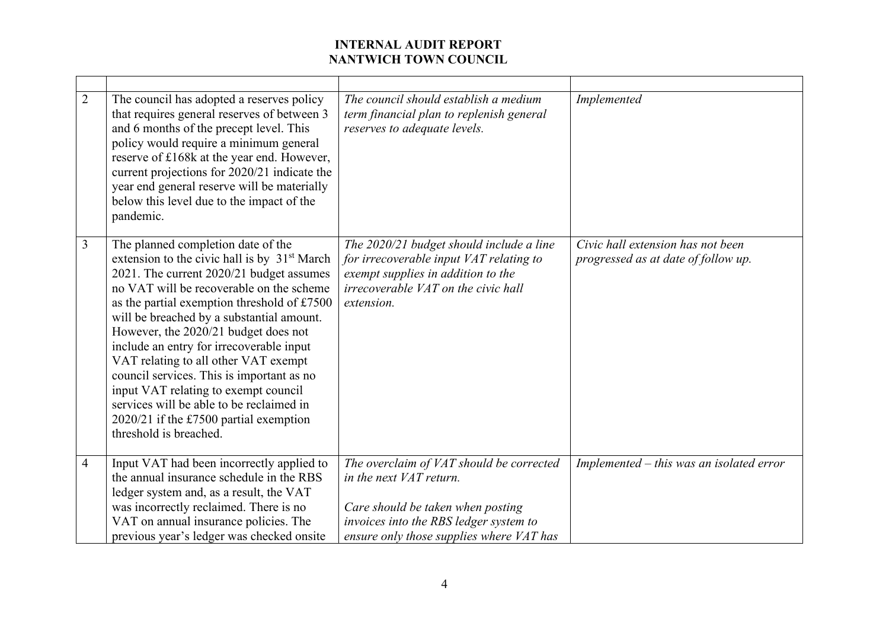| | | | |
|---|---|---|---|
| 2 | The council has adopted a reserves policy that requires general reserves of between 3 and 6 months of the precept level. This policy would require a minimum general reserve of £168k at the year end. However, current projections for 2020/21 indicate the year end general reserve will be materially below this level due to the impact of the pandemic. | *The council should establish a medium term financial plan to replenish general reserves to adequate levels.* | *Implemented* |
| 3 | The planned completion date of the extension to the civic hall is by 31st March 2021. The current 2020/21 budget assumes no VAT will be recoverable on the scheme as the partial exemption threshold of £7500 will be breached by a substantial amount. However, the 2020/21 budget does not include an entry for irrecoverable input VAT relating to all other VAT exempt council services. This is important as no input VAT relating to exempt council services will be able to be reclaimed in 2020/21 if the £7500 partial exemption threshold is breached. | *The 2020/21 budget should include a line for irrecoverable input VAT relating to exempt supplies in addition to the irrecoverable VAT on the civic hall extension.* | *Civic hall extension has not been progressed as at date of follow up.* |
| 4 | Input VAT had been incorrectly applied to the annual insurance schedule in the RBS ledger system and, as a result, the VAT was incorrectly reclaimed. There is no VAT on annual insurance policies. The previous year's ledger was checked onsite | *The overclaim of VAT should be corrected in the next VAT return.*<br><br>*Care should be taken when posting invoices into the RBS ledger system to ensure only those supplies where VAT has* | *Implemented – this was an isolated error* |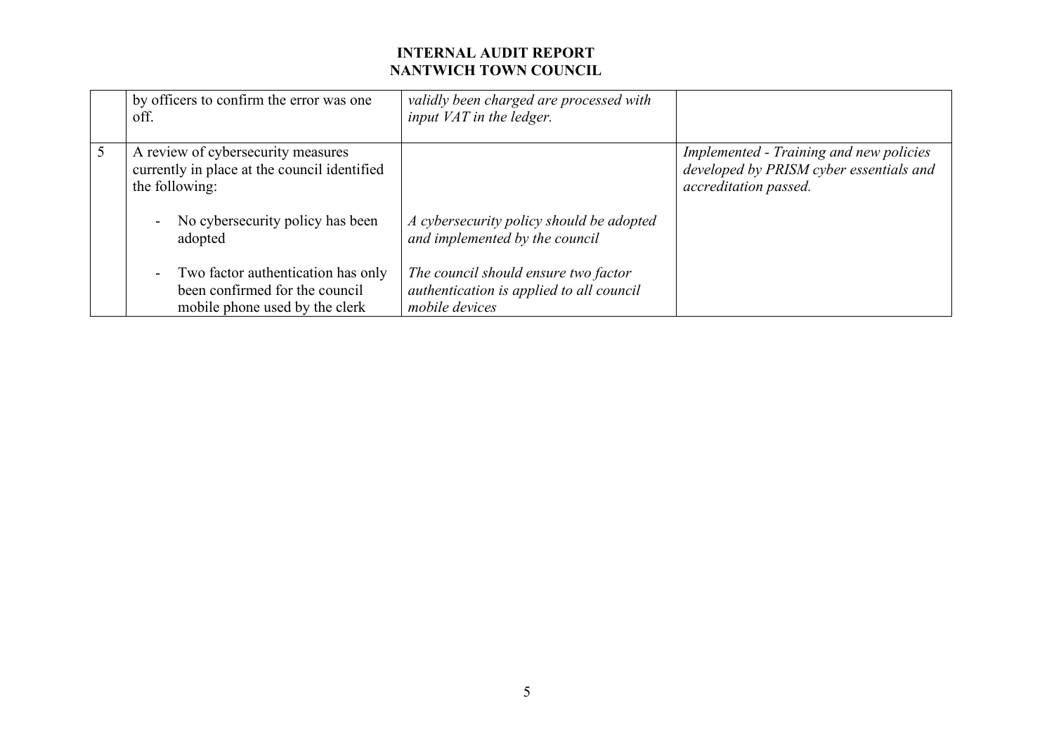| | | | |
|---|---|---|---|
| | by officers to confirm the error was one off. | *validly been charged are processed with input VAT in the ledger.* | |
| 5 | A review of cybersecurity measures currently in place at the council identified the following:<br><br>- No cybersecurity policy has been adopted<br><br>- Two factor authentication has only been confirmed for the council mobile phone used by the clerk | <br><br><br>*A cybersecurity policy should be adopted and implemented by the council*<br><br>*The council should ensure two factor authentication is applied to all council mobile devices* | *Implemented - Training and new policies developed by PRISM cyber essentials and accreditation passed.* |